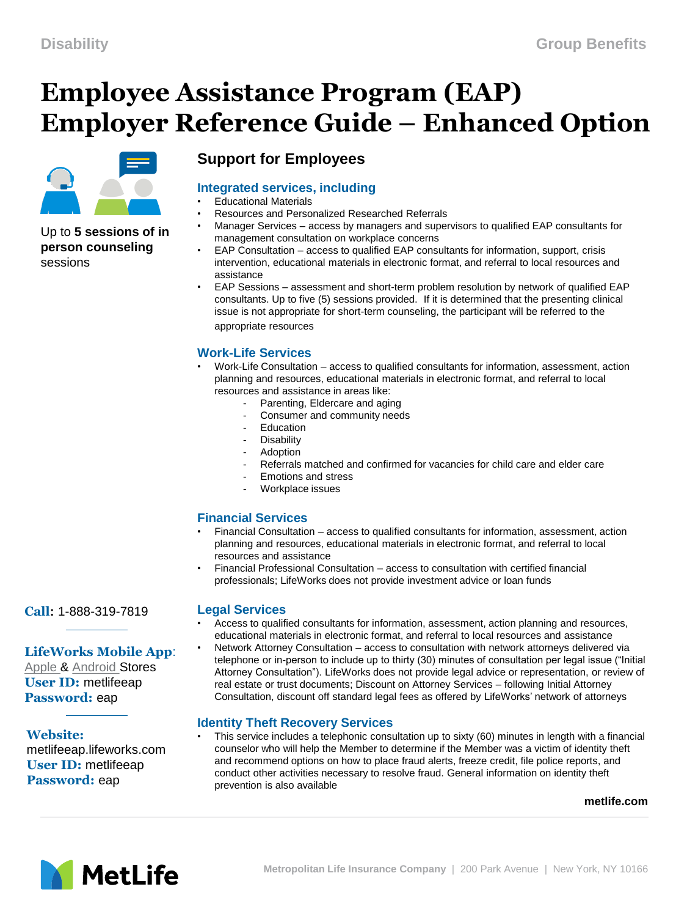# Employee Assistance Program (EAP) Employer Reference Guide – Enhanced Option

Up to **5 sessions of in person counseling** sessions

## Support for Employees

### Integrated services, including

- Educational Materials
- Resources and Personalized Researched Referrals
- Manager Services – access by managers and supervisors to qualified EAP consultants for management consultation on workplace concerns
- EAP Consultation – access to qualified EAP consultants for information, support, crisis intervention, educational materials in electronic format, and referral to local resources and assistance
- EAP Sessions – assessment and short-term problem resolution by network of qualified EAP consultants. Up to five (5) sessions provided. If it is determined that the presenting clinical issue is not appropriate for short-term counseling, the participant will be referred to the appropriate resources

### Work-Life Services

- Work-Life Consultation – access to qualified consultants for information, assessment, action planning and resources, educational materials in electronic format, and referral to local resources and assistance in areas like:
  - Parenting, Eldercare and aging
  - Consumer and community needs
  - Education
  - Disability
  - Adoption
  - Referrals matched and confirmed for vacancies for child care and elder care
  - Emotions and stress
  - Workplace issues

### Financial Services

- Financial Consultation – access to qualified consultants for information, assessment, action planning and resources, educational materials in electronic format, and referral to local resources and assistance
- Financial Professional Consultation – access to consultation with certified financial professionals; LifeWorks does not provide investment advice or loan funds

### Legal Services

- Access to qualified consultants for information, assessment, action planning and resources, educational materials in electronic format, and referral to local resources and assistance
- Network Attorney Consultation – access to consultation with network attorneys delivered via telephone or in-person to include up to thirty (30) minutes of consultation per legal issue ("Initial Attorney Consultation"). LifeWorks does not provide legal advice or representation, or review of real estate or trust documents; Discount on Attorney Services – following Initial Attorney Consultation, discount off standard legal fees as offered by LifeWorks' network of attorneys

### Identity Theft Recovery Services

- This service includes a telephonic consultation up to sixty (60) minutes in length with a financial counselor who will help the Member to determine if the Member was a victim of identity theft and recommend options on how to place fraud alerts, freeze credit, file police reports, and conduct other activities necessary to resolve fraud. General information on identity theft prevention is also available

**Call:** 1-888-319-7819

**LifeWorks Mobile App**: Apple & Android Stores
**User ID:** metlifeeap
**Password:** eap

**Website:** metlifeeap.lifeworks.com
**User ID:** metlifeeap
**Password:** eap

**metlife.com**

Metropolitan Life Insurance Company | 200 Park Avenue | New York, NY 10166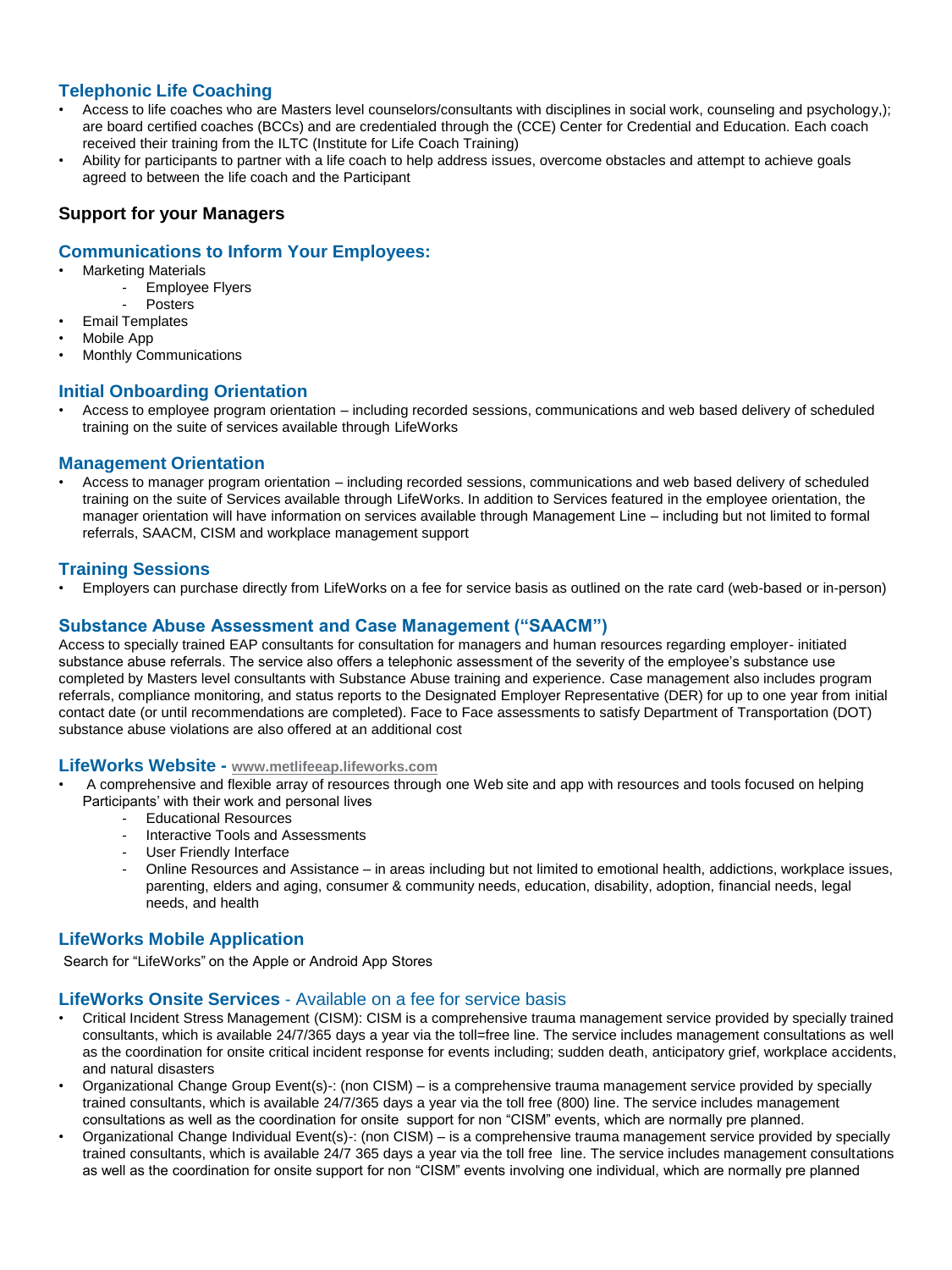### Telephonic Life Coaching

- Access to life coaches who are Masters level counselors/consultants with disciplines in social work, counseling and psychology,); are board certified coaches (BCCs) and are credentialed through the (CCE) Center for Credential and Education. Each coach received their training from the ILTC (Institute for Life Coach Training)
- Ability for participants to partner with a life coach to help address issues, overcome obstacles and attempt to achieve goals agreed to between the life coach and the Participant

## Support for your Managers

### Communications to Inform Your Employees:

- Marketing Materials
  - Employee Flyers
  - Posters
- Email Templates
- Mobile App
- Monthly Communications

### Initial Onboarding Orientation

- Access to employee program orientation – including recorded sessions, communications and web based delivery of scheduled training on the suite of services available through LifeWorks

### Management Orientation

- Access to manager program orientation – including recorded sessions, communications and web based delivery of scheduled training on the suite of Services available through LifeWorks. In addition to Services featured in the employee orientation, the manager orientation will have information on services available through Management Line – including but not limited to formal referrals, SAACM, CISM and workplace management support

### Training Sessions

- Employers can purchase directly from LifeWorks on a fee for service basis as outlined on the rate card (web-based or in-person)

### Substance Abuse Assessment and Case Management ("SAACM")

Access to specially trained EAP consultants for consultation for managers and human resources regarding employer- initiated substance abuse referrals. The service also offers a telephonic assessment of the severity of the employee's substance use completed by Masters level consultants with Substance Abuse training and experience. Case management also includes program referrals, compliance monitoring, and status reports to the Designated Employer Representative (DER) for up to one year from initial contact date (or until recommendations are completed). Face to Face assessments to satisfy Department of Transportation (DOT) substance abuse violations are also offered at an additional cost

### LifeWorks Website - www.metlifeeap.lifeworks.com

- A comprehensive and flexible array of resources through one Web site and app with resources and tools focused on helping Participants' with their work and personal lives
  - Educational Resources
  - Interactive Tools and Assessments
  - User Friendly Interface
  - Online Resources and Assistance – in areas including but not limited to emotional health, addictions, workplace issues, parenting, elders and aging, consumer & community needs, education, disability, adoption, financial needs, legal needs, and health

### LifeWorks Mobile Application

Search for "LifeWorks" on the Apple or Android App Stores

### LifeWorks Onsite Services - Available on a fee for service basis

- Critical Incident Stress Management (CISM): CISM is a comprehensive trauma management service provided by specially trained consultants, which is available 24/7/365 days a year via the toll=free line. The service includes management consultations as well as the coordination for onsite critical incident response for events including; sudden death, anticipatory grief, workplace accidents, and natural disasters
- Organizational Change Group Event(s)-: (non CISM) – is a comprehensive trauma management service provided by specially trained consultants, which is available 24/7/365 days a year via the toll free (800) line. The service includes management consultations as well as the coordination for onsite support for non "CISM" events, which are normally pre planned.
- Organizational Change Individual Event(s)-: (non CISM) – is a comprehensive trauma management service provided by specially trained consultants, which is available 24/7 365 days a year via the toll free line. The service includes management consultations as well as the coordination for onsite support for non "CISM" events involving one individual, which are normally pre planned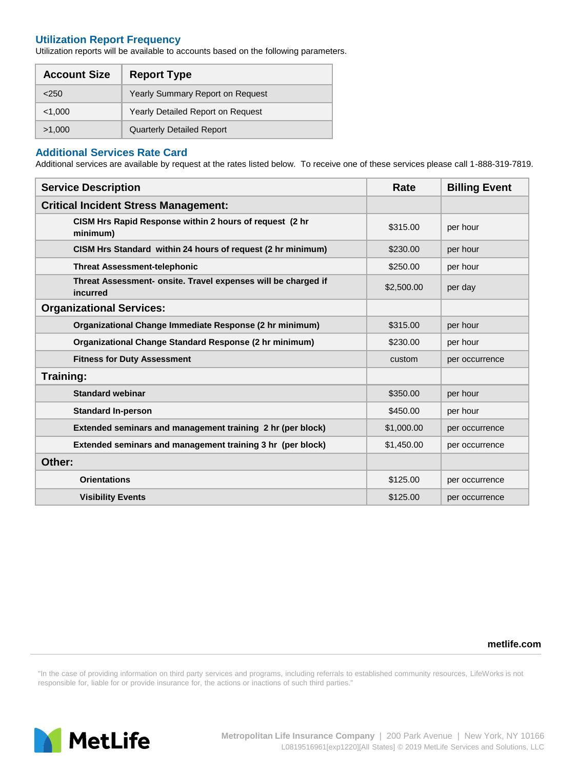## Utilization Report Frequency

Utilization reports will be available to accounts based on the following parameters.

| Account Size | Report Type |
|---|---|
| <250 | Yearly Summary Report on Request |
| <1,000 | Yearly Detailed Report on Request |
| >1,000 | Quarterly Detailed Report |

## Additional Services Rate Card

Additional services are available by request at the rates listed below.  To receive one of these services please call 1-888-319-7819.

| Service Description | Rate | Billing Event |
|---|---|---|
| **Critical Incident Stress Management:** | | |
| **CISM Hrs Rapid Response within 2 hours of request (2 hr minimum)** | $315.00 | per hour |
| **CISM Hrs Standard within 24 hours of request (2 hr minimum)** | $230.00 | per hour |
| **Threat Assessment-telephonic** | $250.00 | per hour |
| **Threat Assessment- onsite. Travel expenses will be charged if incurred** | $2,500.00 | per day |
| **Organizational Services:** | | |
| **Organizational Change Immediate Response (2 hr minimum)** | $315.00 | per hour |
| **Organizational Change Standard Response (2 hr minimum)** | $230.00 | per hour |
| **Fitness for Duty Assessment** | custom | per occurrence |
| **Training:** | | |
| **Standard webinar** | $350.00 | per hour |
| **Standard In-person** | $450.00 | per hour |
| **Extended seminars and management training 2 hr (per block)** | $1,000.00 | per occurrence |
| **Extended seminars and management training 3 hr (per block)** | $1,450.00 | per occurrence |
| **Other:** | | |
| **Orientations** | $125.00 | per occurrence |
| **Visibility Events** | $125.00 | per occurrence |

**metlife.com**

"In the case of providing information on third party services and programs, including referrals to established community resources, LifeWorks is not responsible for, liable for or provide insurance for, the actions or inactions of such third parties."

MetLife

**Metropolitan Life Insurance Company** | 200 Park Avenue | New York, NY 10166
L0819516961[exp1220][All States] © 2019 MetLife Services and Solutions, LLC